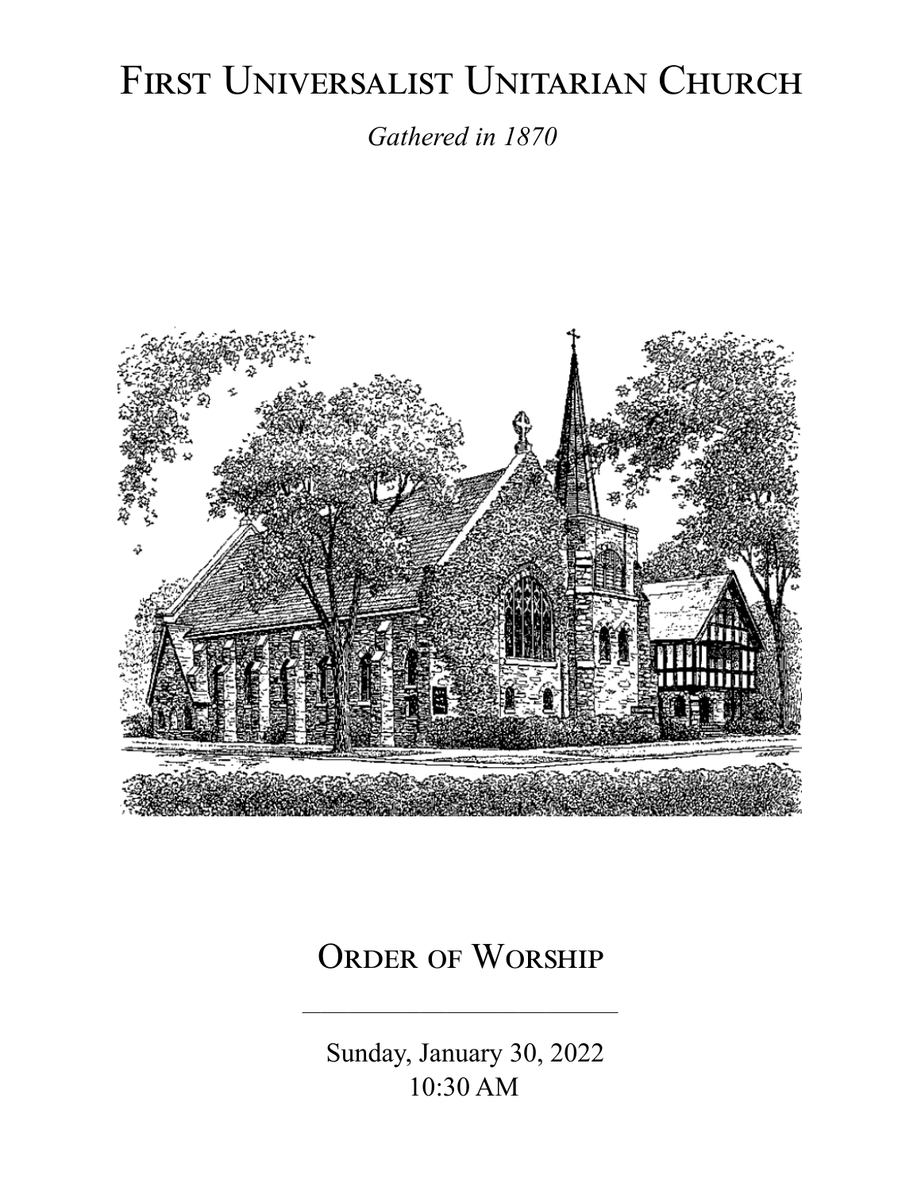# First Universalist Unitarian Church

*Gathered in 1870*

## Order of Worship

---

Sunday, January 30, 2022
10:30 AM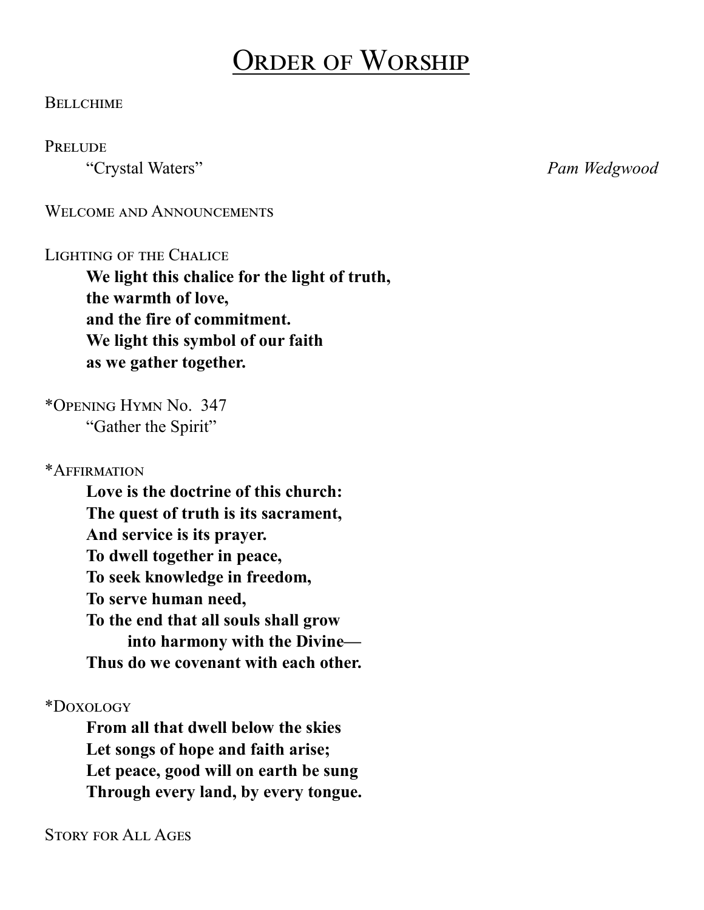# Order of Worship

Bellchime

Prelude
"Crystal Waters" *Pam Wedgwood*

Welcome and Announcements

Lighting of the Chalice

**We light this chalice for the light of truth,**
**the warmth of love,**
**and the fire of commitment.**
**We light this symbol of our faith**
**as we gather together.**

*Opening Hymn No. 347
"Gather the Spirit"

*Affirmation

**Love is the doctrine of this church:**
**The quest of truth is its sacrament,**
**And service is its prayer.**
**To dwell together in peace,**
**To seek knowledge in freedom,**
**To serve human need,**
**To the end that all souls shall grow**
**into harmony with the Divine—**
**Thus do we covenant with each other.**

*Doxology

**From all that dwell below the skies**
**Let songs of hope and faith arise;**
**Let peace, good will on earth be sung**
**Through every land, by every tongue.**

Story for All Ages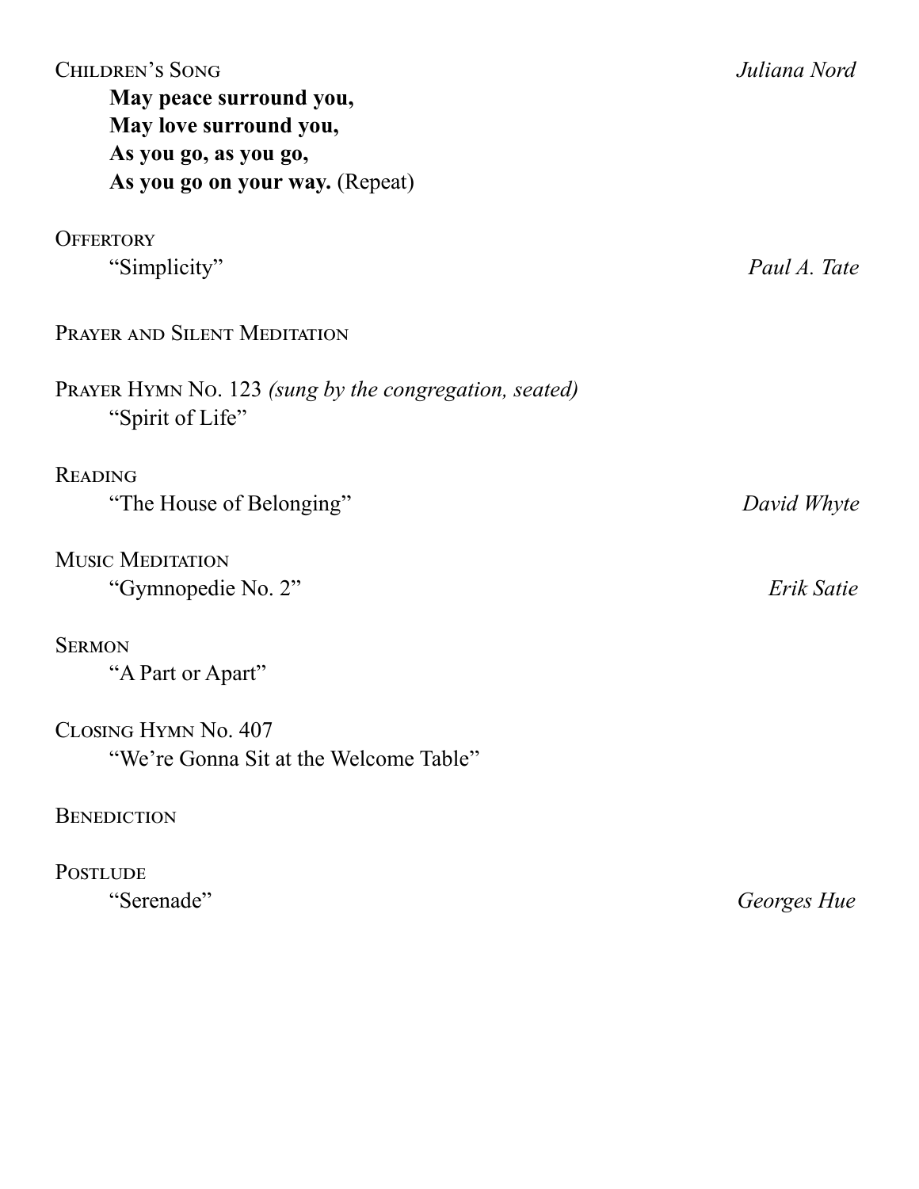Children's Song *Juliana Nord*

**May peace surround you,**
**May love surround you,**
**As you go, as you go,**
**As you go on your way.** (Repeat)

Offertory

"Simplicity" *Paul A. Tate*

Prayer and Silent Meditation

Prayer Hymn No. 123 *(sung by the congregation, seated)*

"Spirit of Life"

Reading

"The House of Belonging" *David Whyte*

Music Meditation

"Gymnopedie No. 2" *Erik Satie*

Sermon

"A Part or Apart"

Closing Hymn No. 407

"We're Gonna Sit at the Welcome Table"

Benediction

Postlude

"Serenade" *Georges Hue*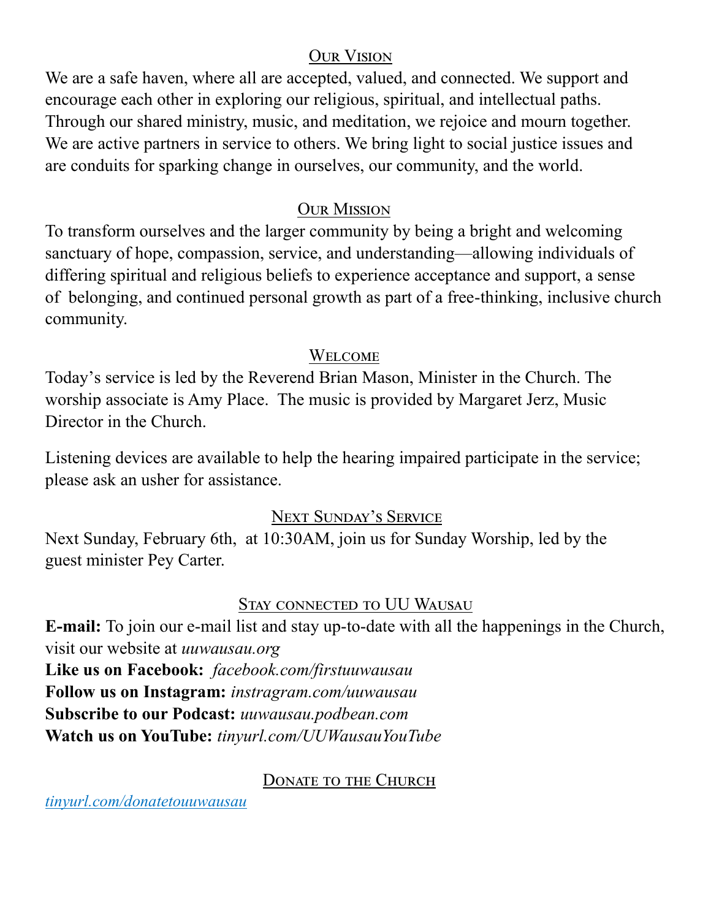## Our Vision

We are a safe haven, where all are accepted, valued, and connected. We support and encourage each other in exploring our religious, spiritual, and intellectual paths. Through our shared ministry, music, and meditation, we rejoice and mourn together. We are active partners in service to others. We bring light to social justice issues and are conduits for sparking change in ourselves, our community, and the world.

## Our Mission

To transform ourselves and the larger community by being a bright and welcoming sanctuary of hope, compassion, service, and understanding—allowing individuals of differing spiritual and religious beliefs to experience acceptance and support, a sense of belonging, and continued personal growth as part of a free-thinking, inclusive church community.

## Welcome

Today's service is led by the Reverend Brian Mason, Minister in the Church. The worship associate is Amy Place. The music is provided by Margaret Jerz, Music Director in the Church.

Listening devices are available to help the hearing impaired participate in the service; please ask an usher for assistance.

## Next Sunday's Service

Next Sunday, February 6th, at 10:30AM, join us for Sunday Worship, led by the guest minister Pey Carter.

## Stay connected to UU Wausau

**E-mail:** To join our e-mail list and stay up-to-date with all the happenings in the Church, visit our website at *uuwausau.org*
**Like us on Facebook:** *facebook.com/firstuuwausau*
**Follow us on Instagram:** *instragram.com/uuwausau*
**Subscribe to our Podcast:** *uuwausau.podbean.com*
**Watch us on YouTube:** *tinyurl.com/UUWausauYouTube*

## Donate to the Church

*tinyurl.com/donatetouuwausau*